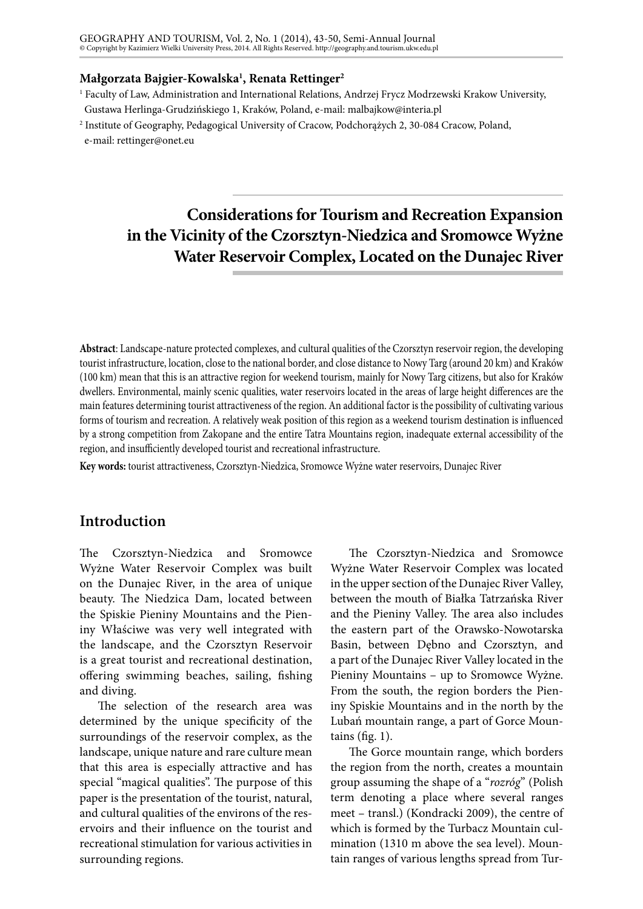**Małgorzata Bajgier-Kowalska[1], Renata Rettinger[2]**

[1] Faculty of Law, Administration and International Relations, Andrzej Frycz Modrzewski Krakow University, Gustawa Herlinga-Grudzińskiego 1, Kraków, Poland, e-mail: malbajkow@interia.pl

[2] Institute of Geography, Pedagogical University of Cracow, Podchorążych 2, 30-084 Cracow, Poland, e-mail: rettinger@onet.eu

# Considerations for Tourism and Recreation Expansion in the Vicinity of the Czorsztyn-Niedzica and Sromowce Wyżne Water Reservoir Complex, Located on the Dunajec River

**Abstract**: Landscape-nature protected complexes, and cultural qualities of the Czorsztyn reservoir region, the developing tourist infrastructure, location, close to the national border, and close distance to Nowy Targ (around 20 km) and Kraków (100 km) mean that this is an attractive region for weekend tourism, mainly for Nowy Targ citizens, but also for Kraków dwellers. Environmental, mainly scenic qualities, water reservoirs located in the areas of large height differences are the main features determining tourist attractiveness of the region. An additional factor is the possibility of cultivating various forms of tourism and recreation. A relatively weak position of this region as a weekend tourism destination is influenced by a strong competition from Zakopane and the entire Tatra Mountains region, inadequate external accessibility of the region, and insufficiently developed tourist and recreational infrastructure.

**Key words:** tourist attractiveness, Czorsztyn-Niedzica, Sromowce Wyżne water reservoirs, Dunajec River

## Introduction

The Czorsztyn-Niedzica and Sromowce Wyżne Water Reservoir Complex was built on the Dunajec River, in the area of unique beauty. The Niedzica Dam, located between the Spiskie Pieniny Mountains and the Pieniny Właściwe was very well integrated with the landscape, and the Czorsztyn Reservoir is a great tourist and recreational destination, offering swimming beaches, sailing, fishing and diving.

The selection of the research area was determined by the unique specificity of the surroundings of the reservoir complex, as the landscape, unique nature and rare culture mean that this area is especially attractive and has special "magical qualities". The purpose of this paper is the presentation of the tourist, natural, and cultural qualities of the environs of the reservoirs and their influence on the tourist and recreational stimulation for various activities in surrounding regions.

The Czorsztyn-Niedzica and Sromowce Wyżne Water Reservoir Complex was located in the upper section of the Dunajec River Valley, between the mouth of Białka Tatrzańska River and the Pieniny Valley. The area also includes the eastern part of the Orawsko-Nowotarska Basin, between Dębno and Czorsztyn, and a part of the Dunajec River Valley located in the Pieniny Mountains – up to Sromowce Wyżne. From the south, the region borders the Pieniny Spiskie Mountains and in the north by the Lubań mountain range, a part of Gorce Mountains (fig. 1).

The Gorce mountain range, which borders the region from the north, creates a mountain group assuming the shape of a "*rozróg*" (Polish term denoting a place where several ranges meet – transl.) (Kondracki 2009), the centre of which is formed by the Turbacz Mountain culmination (1310 m above the sea level). Mountain ranges of various lengths spread from Tur-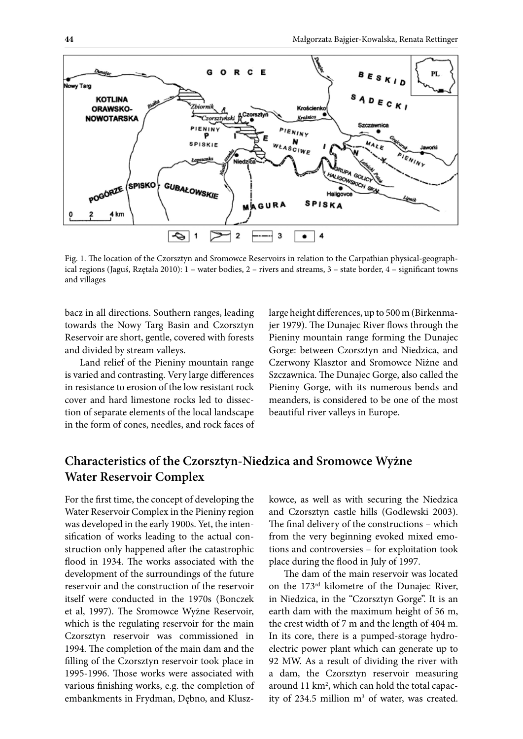Fig. 1. The location of the Czorsztyn and Sromowce Reservoirs in relation to the Carpathian physical-geographical regions (Jaguś, Rzętała 2010): 1 – water bodies, 2 – rivers and streams, 3 – state border, 4 – significant towns and villages

bacz in all directions. Southern ranges, leading towards the Nowy Targ Basin and Czorsztyn Reservoir are short, gentle, covered with forests and divided by stream valleys.

Land relief of the Pieniny mountain range is varied and contrasting. Very large differences in resistance to erosion of the low resistant rock cover and hard limestone rocks led to dissection of separate elements of the local landscape in the form of cones, needles, and rock faces of large height differences, up to 500 m (Birkenmajer 1979). The Dunajec River flows through the Pieniny mountain range forming the Dunajec Gorge: between Czorsztyn and Niedzica, and Czerwony Klasztor and Sromowce Niżne and Szczawnica. The Dunajec Gorge, also called the Pieniny Gorge, with its numerous bends and meanders, is considered to be one of the most beautiful river valleys in Europe.

## Characteristics of the Czorsztyn-Niedzica and Sromowce Wyżne Water Reservoir Complex

For the first time, the concept of developing the Water Reservoir Complex in the Pieniny region was developed in the early 1900s. Yet, the intensification of works leading to the actual construction only happened after the catastrophic flood in 1934. The works associated with the development of the surroundings of the future reservoir and the construction of the reservoir itself were conducted in the 1970s (Bonczek et al, 1997). The Sromowce Wyżne Reservoir, which is the regulating reservoir for the main Czorsztyn reservoir was commissioned in 1994. The completion of the main dam and the filling of the Czorsztyn reservoir took place in 1995-1996. Those works were associated with various finishing works, e.g. the completion of embankments in Frydman, Dębno, and Kluszkowce, as well as with securing the Niedzica and Czorsztyn castle hills (Godlewski 2003). The final delivery of the constructions – which from the very beginning evoked mixed emotions and controversies – for exploitation took place during the flood in July of 1997.

The dam of the main reservoir was located on the 173rd kilometre of the Dunajec River, in Niedzica, in the "Czorsztyn Gorge". It is an earth dam with the maximum height of 56 m, the crest width of 7 m and the length of 404 m. In its core, there is a pumped-storage hydroelectric power plant which can generate up to 92 MW. As a result of dividing the river with a dam, the Czorsztyn reservoir measuring around 11 $km^2$, which can hold the total capacity of 234.5 million $m^3$ of water, was created.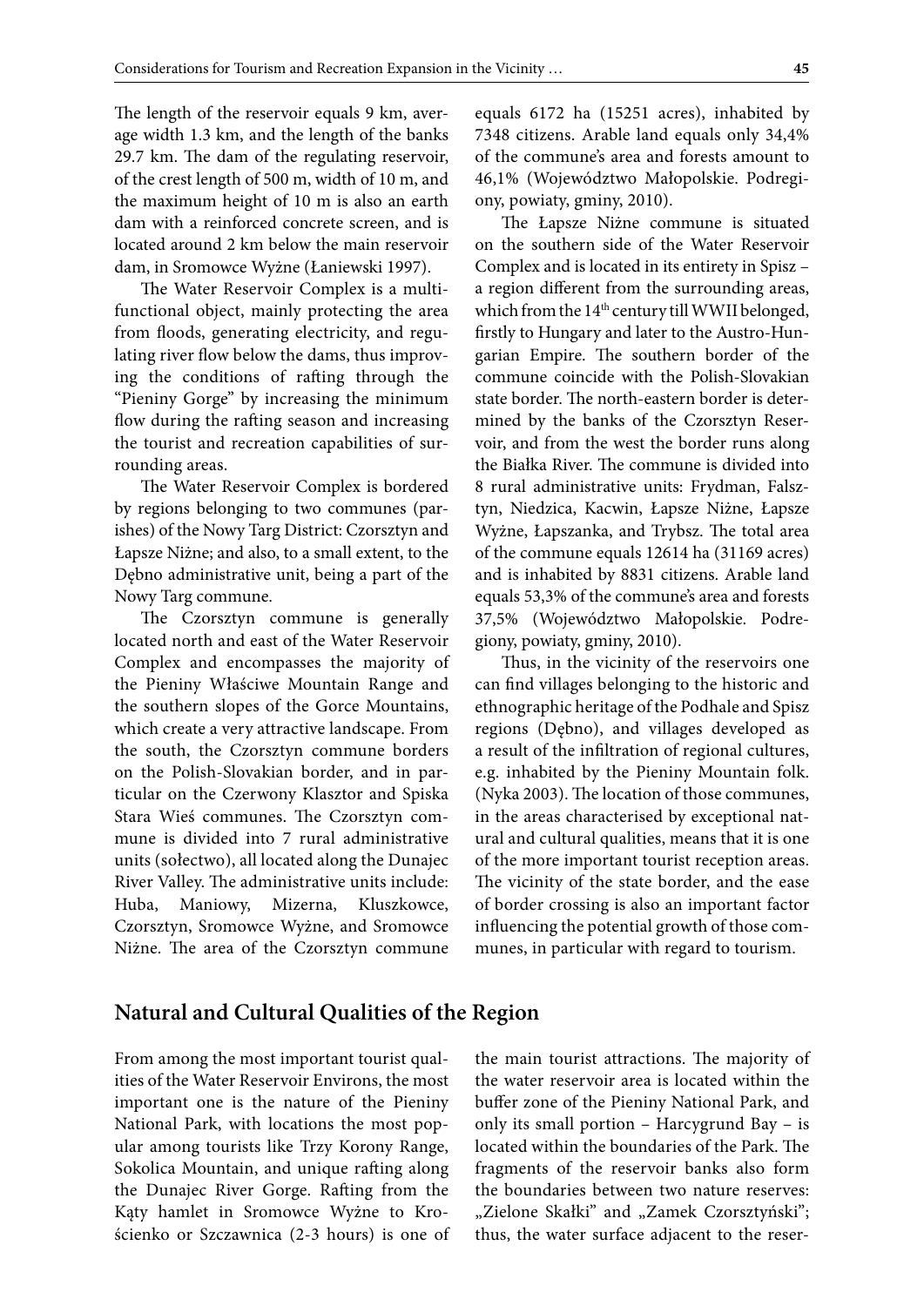The length of the reservoir equals 9 km, average width 1.3 km, and the length of the banks 29.7 km. The dam of the regulating reservoir, of the crest length of 500 m, width of 10 m, and the maximum height of 10 m is also an earth dam with a reinforced concrete screen, and is located around 2 km below the main reservoir dam, in Sromowce Wyżne (Łaniewski 1997).

The Water Reservoir Complex is a multifunctional object, mainly protecting the area from floods, generating electricity, and regulating river flow below the dams, thus improving the conditions of rafting through the "Pieniny Gorge" by increasing the minimum flow during the rafting season and increasing the tourist and recreation capabilities of surrounding areas.

The Water Reservoir Complex is bordered by regions belonging to two communes (parishes) of the Nowy Targ District: Czorsztyn and Łapsze Niżne; and also, to a small extent, to the Dębno administrative unit, being a part of the Nowy Targ commune.

The Czorsztyn commune is generally located north and east of the Water Reservoir Complex and encompasses the majority of the Pieniny Właściwe Mountain Range and the southern slopes of the Gorce Mountains, which create a very attractive landscape. From the south, the Czorsztyn commune borders on the Polish-Slovakian border, and in particular on the Czerwony Klasztor and Spiska Stara Wieś communes. The Czorsztyn commune is divided into 7 rural administrative units (sołectwo), all located along the Dunajec River Valley. The administrative units include: Huba, Maniowy, Mizerna, Kluszkowce, Czorsztyn, Sromowce Wyżne, and Sromowce Niżne. The area of the Czorsztyn commune equals 6172 ha (15251 acres), inhabited by 7348 citizens. Arable land equals only 34,4% of the commune's area and forests amount to 46,1% (Województwo Małopolskie. Podregiony, powiaty, gminy, 2010).

The Łapsze Niżne commune is situated on the southern side of the Water Reservoir Complex and is located in its entirety in Spisz – a region different from the surrounding areas, which from the 14th century till WWII belonged, firstly to Hungary and later to the Austro-Hungarian Empire. The southern border of the commune coincide with the Polish-Slovakian state border. The north-eastern border is determined by the banks of the Czorsztyn Reservoir, and from the west the border runs along the Białka River. The commune is divided into 8 rural administrative units: Frydman, Falsztyn, Niedzica, Kacwin, Łapsze Niżne, Łapsze Wyżne, Łapszanka, and Trybsz. The total area of the commune equals 12614 ha (31169 acres) and is inhabited by 8831 citizens. Arable land equals 53,3% of the commune's area and forests 37,5% (Województwo Małopolskie. Podregiony, powiaty, gminy, 2010).

Thus, in the vicinity of the reservoirs one can find villages belonging to the historic and ethnographic heritage of the Podhale and Spisz regions (Dębno), and villages developed as a result of the infiltration of regional cultures, e.g. inhabited by the Pieniny Mountain folk. (Nyka 2003). The location of those communes, in the areas characterised by exceptional natural and cultural qualities, means that it is one of the more important tourist reception areas. The vicinity of the state border, and the ease of border crossing is also an important factor influencing the potential growth of those communes, in particular with regard to tourism.

## Natural and Cultural Qualities of the Region

From among the most important tourist qualities of the Water Reservoir Environs, the most important one is the nature of the Pieniny National Park, with locations the most popular among tourists like Trzy Korony Range, Sokolica Mountain, and unique rafting along the Dunajec River Gorge. Rafting from the Kąty hamlet in Sromowce Wyżne to Krościenko or Szczawnica (2-3 hours) is one of the main tourist attractions. The majority of the water reservoir area is located within the buffer zone of the Pieniny National Park, and only its small portion – Harcygrund Bay – is located within the boundaries of the Park. The fragments of the reservoir banks also form the boundaries between two nature reserves: „Zielone Skałki" and „Zamek Czorsztyński"; thus, the water surface adjacent to the reser-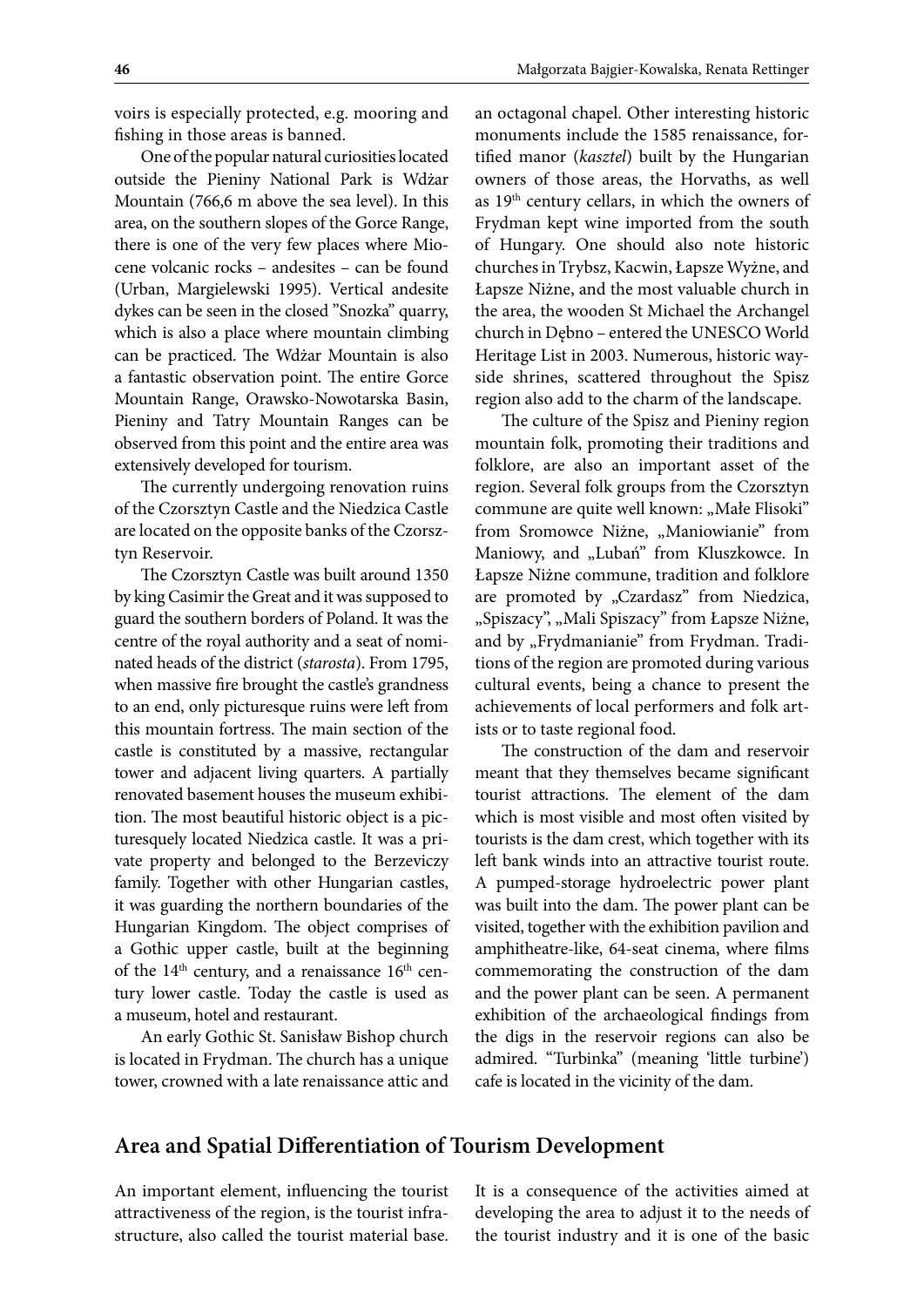voirs is especially protected, e.g. mooring and fishing in those areas is banned.

One of the popular natural curiosities located outside the Pieniny National Park is Wdżar Mountain (766,6 m above the sea level). In this area, on the southern slopes of the Gorce Range, there is one of the very few places where Miocene volcanic rocks – andesites – can be found (Urban, Margielewski 1995). Vertical andesite dykes can be seen in the closed "Snozka" quarry, which is also a place where mountain climbing can be practiced. The Wdżar Mountain is also a fantastic observation point. The entire Gorce Mountain Range, Orawsko-Nowotarska Basin, Pieniny and Tatry Mountain Ranges can be observed from this point and the entire area was extensively developed for tourism.

The currently undergoing renovation ruins of the Czorsztyn Castle and the Niedzica Castle are located on the opposite banks of the Czorsztyn Reservoir.

The Czorsztyn Castle was built around 1350 by king Casimir the Great and it was supposed to guard the southern borders of Poland. It was the centre of the royal authority and a seat of nominated heads of the district (*starosta*). From 1795, when massive fire brought the castle's grandness to an end, only picturesque ruins were left from this mountain fortress. The main section of the castle is constituted by a massive, rectangular tower and adjacent living quarters. A partially renovated basement houses the museum exhibition. The most beautiful historic object is a picturesquely located Niedzica castle. It was a private property and belonged to the Berzeviczy family. Together with other Hungarian castles, it was guarding the northern boundaries of the Hungarian Kingdom. The object comprises of a Gothic upper castle, built at the beginning of the 14th century, and a renaissance 16th century lower castle. Today the castle is used as a museum, hotel and restaurant.

An early Gothic St. Sanisław Bishop church is located in Frydman. The church has a unique tower, crowned with a late renaissance attic and an octagonal chapel. Other interesting historic monuments include the 1585 renaissance, fortified manor (*kasztel*) built by the Hungarian owners of those areas, the Horvaths, as well as 19th century cellars, in which the owners of Frydman kept wine imported from the south of Hungary. One should also note historic churches in Trybsz, Kacwin, Łapsze Wyżne, and Łapsze Niżne, and the most valuable church in the area, the wooden St Michael the Archangel church in Dębno – entered the UNESCO World Heritage List in 2003. Numerous, historic wayside shrines, scattered throughout the Spisz region also add to the charm of the landscape.

The culture of the Spisz and Pieniny region mountain folk, promoting their traditions and folklore, are also an important asset of the region. Several folk groups from the Czorsztyn commune are quite well known: „Małe Flisoki" from Sromowce Niżne, „Maniowianie" from Maniowy, and „Lubań" from Kluszkowce. In Łapsze Niżne commune, tradition and folklore are promoted by „Czardasz" from Niedzica, „Spiszacy", „Mali Spiszacy" from Łapsze Niżne, and by „Frydmanianie" from Frydman. Traditions of the region are promoted during various cultural events, being a chance to present the achievements of local performers and folk artists or to taste regional food.

The construction of the dam and reservoir meant that they themselves became significant tourist attractions. The element of the dam which is most visible and most often visited by tourists is the dam crest, which together with its left bank winds into an attractive tourist route. A pumped-storage hydroelectric power plant was built into the dam. The power plant can be visited, together with the exhibition pavilion and amphitheatre-like, 64-seat cinema, where films commemorating the construction of the dam and the power plant can be seen. A permanent exhibition of the archaeological findings from the digs in the reservoir regions can also be admired. "Turbinka" (meaning 'little turbine') cafe is located in the vicinity of the dam.

## Area and Spatial Differentiation of Tourism Development

An important element, influencing the tourist attractiveness of the region, is the tourist infrastructure, also called the tourist material base. It is a consequence of the activities aimed at developing the area to adjust it to the needs of the tourist industry and it is one of the basic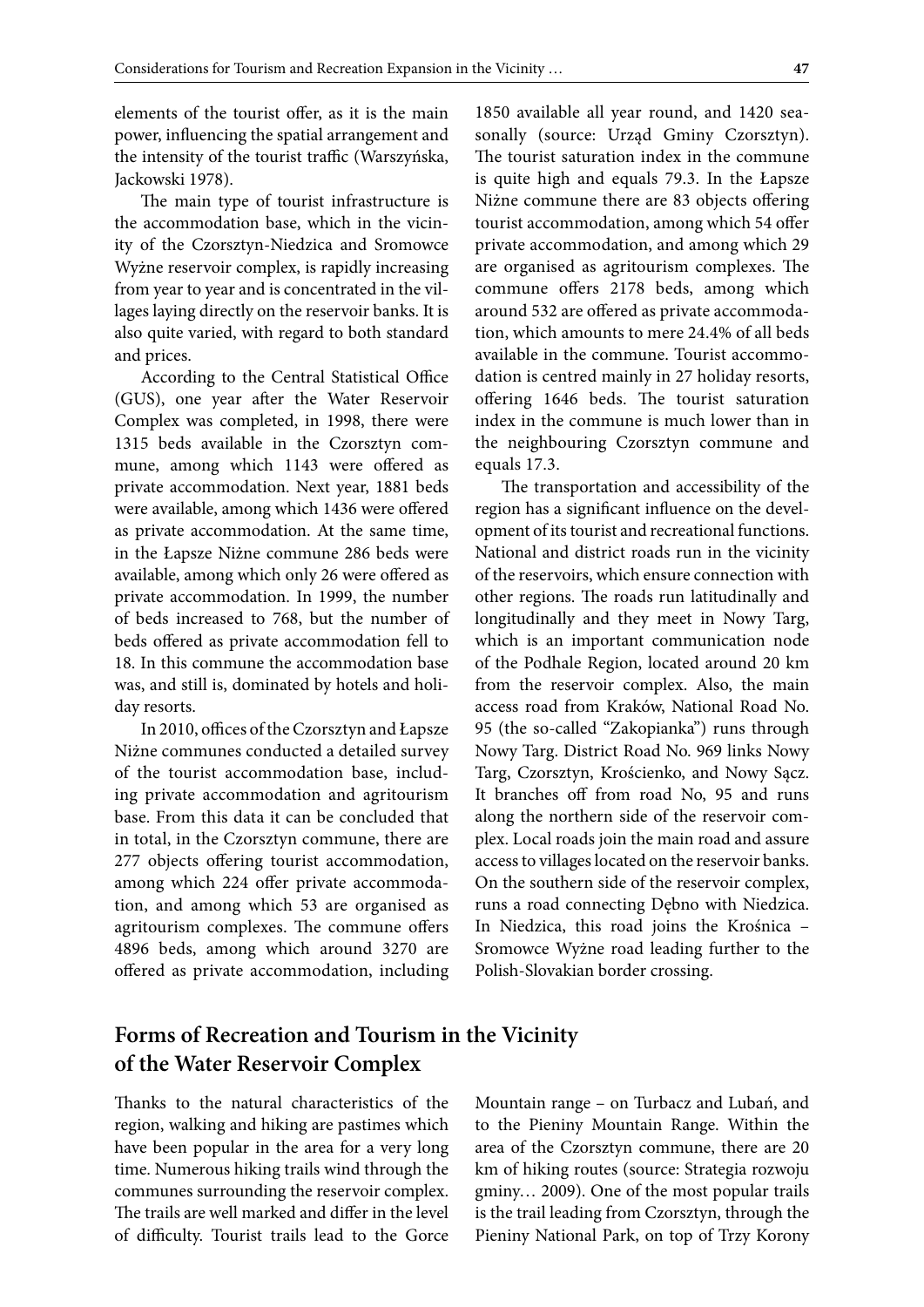elements of the tourist offer, as it is the main power, influencing the spatial arrangement and the intensity of the tourist traffic (Warszyńska, Jackowski 1978).

The main type of tourist infrastructure is the accommodation base, which in the vicinity of the Czorsztyn-Niedzica and Sromowce Wyżne reservoir complex, is rapidly increasing from year to year and is concentrated in the villages laying directly on the reservoir banks. It is also quite varied, with regard to both standard and prices.

According to the Central Statistical Office (GUS), one year after the Water Reservoir Complex was completed, in 1998, there were 1315 beds available in the Czorsztyn commune, among which 1143 were offered as private accommodation. Next year, 1881 beds were available, among which 1436 were offered as private accommodation. At the same time, in the Łapsze Niżne commune 286 beds were available, among which only 26 were offered as private accommodation. In 1999, the number of beds increased to 768, but the number of beds offered as private accommodation fell to 18. In this commune the accommodation base was, and still is, dominated by hotels and holiday resorts.

In 2010, offices of the Czorsztyn and Łapsze Niżne communes conducted a detailed survey of the tourist accommodation base, including private accommodation and agritourism base. From this data it can be concluded that in total, in the Czorsztyn commune, there are 277 objects offering tourist accommodation, among which 224 offer private accommodation, and among which 53 are organised as agritourism complexes. The commune offers 4896 beds, among which around 3270 are offered as private accommodation, including 1850 available all year round, and 1420 seasonally (source: Urząd Gminy Czorsztyn). The tourist saturation index in the commune is quite high and equals 79.3. In the Łapsze Niżne commune there are 83 objects offering tourist accommodation, among which 54 offer private accommodation, and among which 29 are organised as agritourism complexes. The commune offers 2178 beds, among which around 532 are offered as private accommodation, which amounts to mere 24.4% of all beds available in the commune. Tourist accommodation is centred mainly in 27 holiday resorts, offering 1646 beds. The tourist saturation index in the commune is much lower than in the neighbouring Czorsztyn commune and equals 17.3.

The transportation and accessibility of the region has a significant influence on the development of its tourist and recreational functions. National and district roads run in the vicinity of the reservoirs, which ensure connection with other regions. The roads run latitudinally and longitudinally and they meet in Nowy Targ, which is an important communication node of the Podhale Region, located around 20 km from the reservoir complex. Also, the main access road from Kraków, National Road No. 95 (the so-called "Zakopianka") runs through Nowy Targ. District Road No. 969 links Nowy Targ, Czorsztyn, Krościenko, and Nowy Sącz. It branches off from road No, 95 and runs along the northern side of the reservoir complex. Local roads join the main road and assure access to villages located on the reservoir banks. On the southern side of the reservoir complex, runs a road connecting Dębno with Niedzica. In Niedzica, this road joins the Krośnica – Sromowce Wyżne road leading further to the Polish-Slovakian border crossing.

## Forms of Recreation and Tourism in the Vicinity of the Water Reservoir Complex

Thanks to the natural characteristics of the region, walking and hiking are pastimes which have been popular in the area for a very long time. Numerous hiking trails wind through the communes surrounding the reservoir complex. The trails are well marked and differ in the level of difficulty. Tourist trails lead to the Gorce Mountain range – on Turbacz and Lubań, and to the Pieniny Mountain Range. Within the area of the Czorsztyn commune, there are 20 km of hiking routes (source: Strategia rozwoju gminy… 2009). One of the most popular trails is the trail leading from Czorsztyn, through the Pieniny National Park, on top of Trzy Korony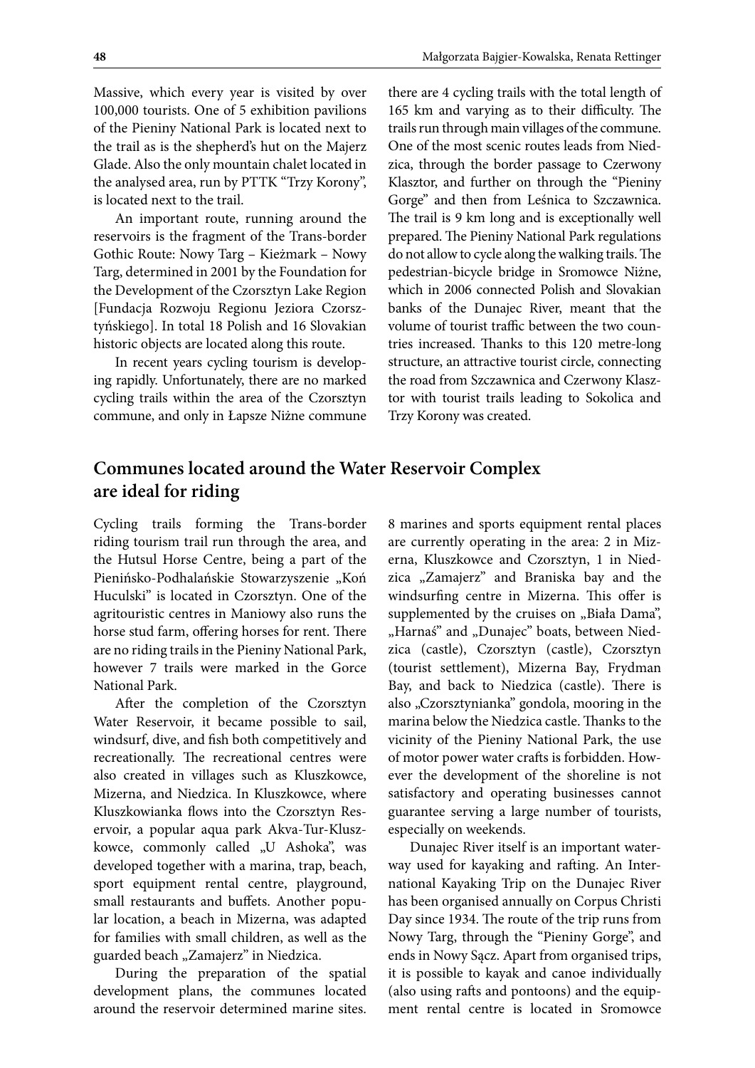Massive, which every year is visited by over 100,000 tourists. One of 5 exhibition pavilions of the Pieniny National Park is located next to the trail as is the shepherd's hut on the Majerz Glade. Also the only mountain chalet located in the analysed area, run by PTTK "Trzy Korony", is located next to the trail.

An important route, running around the reservoirs is the fragment of the Trans-border Gothic Route: Nowy Targ – Kieżmark – Nowy Targ, determined in 2001 by the Foundation for the Development of the Czorsztyn Lake Region [Fundacja Rozwoju Regionu Jeziora Czorsztyńskiego]. In total 18 Polish and 16 Slovakian historic objects are located along this route.

In recent years cycling tourism is developing rapidly. Unfortunately, there are no marked cycling trails within the area of the Czorsztyn commune, and only in Łapsze Niżne commune there are 4 cycling trails with the total length of 165 km and varying as to their difficulty. The trails run through main villages of the commune. One of the most scenic routes leads from Niedzica, through the border passage to Czerwony Klasztor, and further on through the "Pieniny Gorge" and then from Leśnica to Szczawnica. The trail is 9 km long and is exceptionally well prepared. The Pieniny National Park regulations do not allow to cycle along the walking trails. The pedestrian-bicycle bridge in Sromowce Niżne, which in 2006 connected Polish and Slovakian banks of the Dunajec River, meant that the volume of tourist traffic between the two countries increased. Thanks to this 120 metre-long structure, an attractive tourist circle, connecting the road from Szczawnica and Czerwony Klasztor with tourist trails leading to Sokolica and Trzy Korony was created.

## Communes located around the Water Reservoir Complex are ideal for riding

Cycling trails forming the Trans-border riding tourism trail run through the area, and the Hutsul Horse Centre, being a part of the Pienińsko-Podhalańskie Stowarzyszenie „Koń Huculski" is located in Czorsztyn. One of the agritouristic centres in Maniowy also runs the horse stud farm, offering horses for rent. There are no riding trails in the Pieniny National Park, however 7 trails were marked in the Gorce National Park.

After the completion of the Czorsztyn Water Reservoir, it became possible to sail, windsurf, dive, and fish both competitively and recreationally. The recreational centres were also created in villages such as Kluszkowce, Mizerna, and Niedzica. In Kluszkowce, where Kluszkowianka flows into the Czorsztyn Reservoir, a popular aqua park Akva-Tur-Kluszkowce, commonly called „U Ashoka", was developed together with a marina, trap, beach, sport equipment rental centre, playground, small restaurants and buffets. Another popular location, a beach in Mizerna, was adapted for families with small children, as well as the guarded beach „Zamajerz" in Niedzica.

During the preparation of the spatial development plans, the communes located around the reservoir determined marine sites. 8 marines and sports equipment rental places are currently operating in the area: 2 in Mizerna, Kluszkowce and Czorsztyn, 1 in Niedzica „Zamajerz" and Braniska bay and the windsurfing centre in Mizerna. This offer is supplemented by the cruises on „Biała Dama", „Harnaś" and „Dunajec" boats, between Niedzica (castle), Czorsztyn (castle), Czorsztyn (tourist settlement), Mizerna Bay, Frydman Bay, and back to Niedzica (castle). There is also „Czorsztynianka" gondola, mooring in the marina below the Niedzica castle. Thanks to the vicinity of the Pieniny National Park, the use of motor power water crafts is forbidden. However the development of the shoreline is not satisfactory and operating businesses cannot guarantee serving a large number of tourists, especially on weekends.

Dunajec River itself is an important waterway used for kayaking and rafting. An International Kayaking Trip on the Dunajec River has been organised annually on Corpus Christi Day since 1934. The route of the trip runs from Nowy Targ, through the "Pieniny Gorge", and ends in Nowy Sącz. Apart from organised trips, it is possible to kayak and canoe individually (also using rafts and pontoons) and the equipment rental centre is located in Sromowce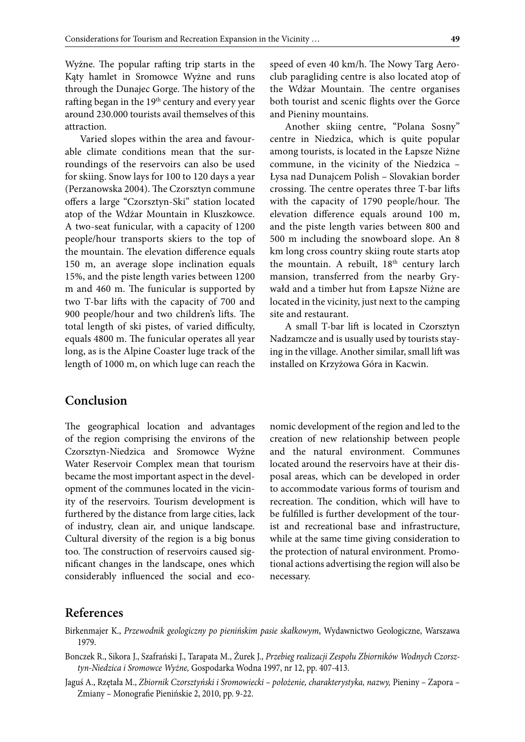Wyżne. The popular rafting trip starts in the Kąty hamlet in Sromowce Wyżne and runs through the Dunajec Gorge. The history of the rafting began in the 19th century and every year around 230.000 tourists avail themselves of this attraction.

Varied slopes within the area and favourable climate conditions mean that the surroundings of the reservoirs can also be used for skiing. Snow lays for 100 to 120 days a year (Perzanowska 2004). The Czorsztyn commune offers a large "Czorsztyn-Ski" station located atop of the Wdżar Mountain in Kluszkowce. A two-seat funicular, with a capacity of 1200 people/hour transports skiers to the top of the mountain. The elevation difference equals 150 m, an average slope inclination equals 15%, and the piste length varies between 1200 m and 460 m. The funicular is supported by two T-bar lifts with the capacity of 700 and 900 people/hour and two children's lifts. The total length of ski pistes, of varied difficulty, equals 4800 m. The funicular operates all year long, as is the Alpine Coaster luge track of the length of 1000 m, on which luge can reach the speed of even 40 km/h. The Nowy Targ Aeroclub paragliding centre is also located atop of the Wdżar Mountain. The centre organises both tourist and scenic flights over the Gorce and Pieniny mountains.

Another skiing centre, "Polana Sosny" centre in Niedzica, which is quite popular among tourists, is located in the Łapsze Niżne commune, in the vicinity of the Niedzica – Łysa nad Dunajcem Polish – Slovakian border crossing. The centre operates three T-bar lifts with the capacity of 1790 people/hour. The elevation difference equals around 100 m, and the piste length varies between 800 and 500 m including the snowboard slope. An 8 km long cross country skiing route starts atop the mountain. A rebuilt, 18th century larch mansion, transferred from the nearby Grywałd and a timber hut from Łapsze Niżne are located in the vicinity, just next to the camping site and restaurant.

A small T-bar lift is located in Czorsztyn Nadzamcze and is usually used by tourists staying in the village. Another similar, small lift was installed on Krzyżowa Góra in Kacwin.

## Conclusion

The geographical location and advantages of the region comprising the environs of the Czorsztyn-Niedzica and Sromowce Wyżne Water Reservoir Complex mean that tourism became the most important aspect in the development of the communes located in the vicinity of the reservoirs. Tourism development is furthered by the distance from large cities, lack of industry, clean air, and unique landscape. Cultural diversity of the region is a big bonus too. The construction of reservoirs caused significant changes in the landscape, ones which considerably influenced the social and economic development of the region and led to the creation of new relationship between people and the natural environment. Communes located around the reservoirs have at their disposal areas, which can be developed in order to accommodate various forms of tourism and recreation. The condition, which will have to be fulfilled is further development of the tourist and recreational base and infrastructure, while at the same time giving consideration to the protection of natural environment. Promotional actions advertising the region will also be necessary.

## References

Birkenmajer K., *Przewodnik geologiczny po pienińskim pasie skałkowym*, Wydawnictwo Geologiczne, Warszawa 1979.

Bonczek R., Sikora J., Szafrański J., Tarapata M., Żurek J., *Przebieg realizacji Zespołu Zbiorników Wodnych Czorsztyn-Niedzica i Sromowce Wyżne,* Gospodarka Wodna 1997, nr 12, pp. 407-413.

Jaguś A., Rzętała M., *Zbiornik Czorsztyński i Sromowiecki – położenie, charakterystyka, nazwy,* Pieniny – Zapora – Zmiany – Monografie Pienińskie 2, 2010, pp. 9-22.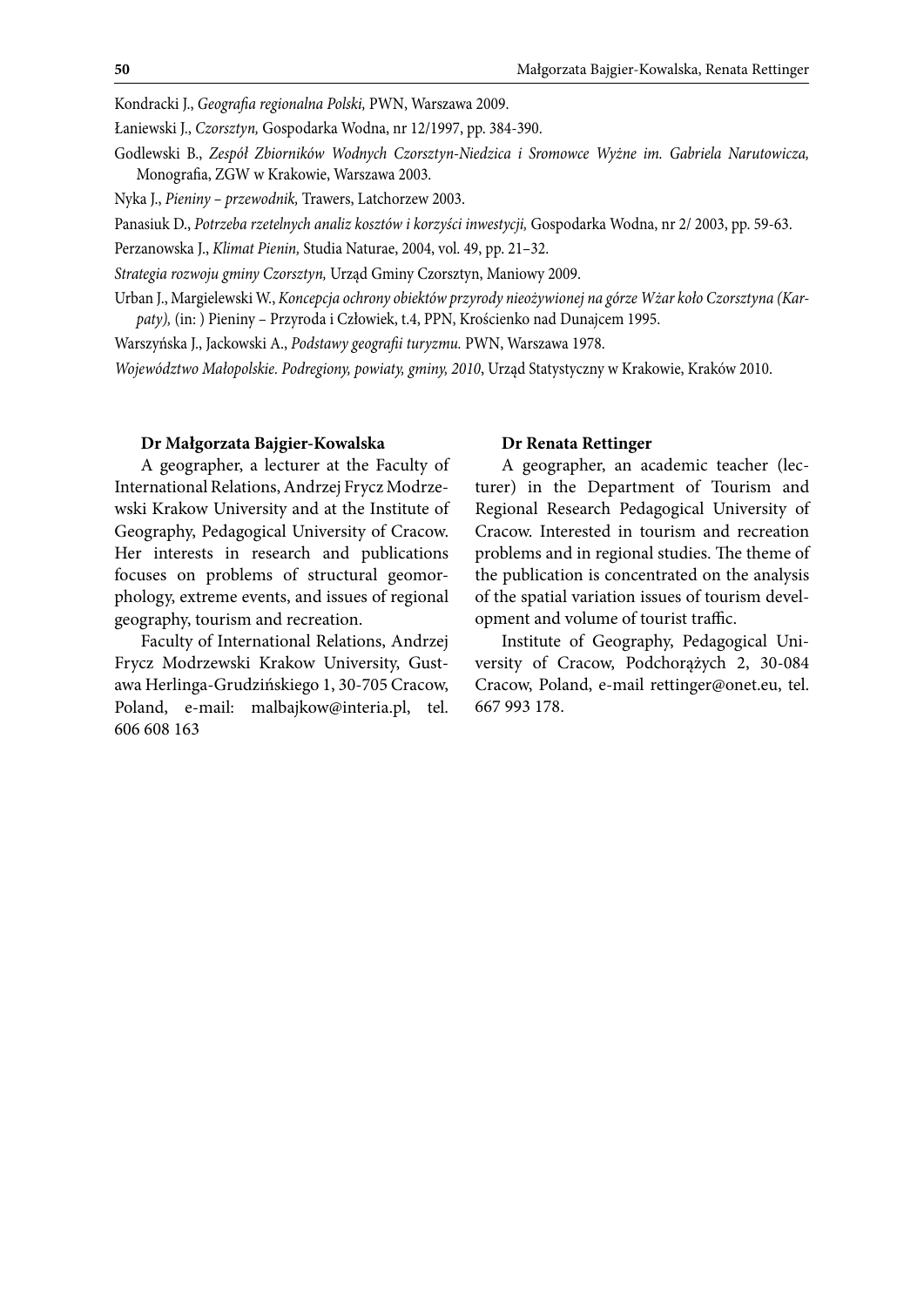Kondracki J., *Geografia regionalna Polski,* PWN, Warszawa 2009.

Łaniewski J., *Czorsztyn,* Gospodarka Wodna, nr 12/1997, pp. 384-390.

Godlewski B., *Zespół Zbiorników Wodnych Czorsztyn-Niedzica i Sromowce Wyżne im. Gabriela Narutowicza,* Monografia, ZGW w Krakowie, Warszawa 2003.

Nyka J., *Pieniny – przewodnik,* Trawers, Latchorzew 2003.

Panasiuk D., *Potrzeba rzetelnych analiz kosztów i korzyści inwestycji,* Gospodarka Wodna, nr 2/ 2003, pp. 59-63.

Perzanowska J., *Klimat Pienin,* Studia Naturae, 2004, vol. 49, pp. 21–32.

*Strategia rozwoju gminy Czorsztyn,* Urząd Gminy Czorsztyn, Maniowy 2009.

Urban J., Margielewski W., *Koncepcja ochrony obiektów przyrody nieożywionej na górze Wżar koło Czorsztyna (Karpaty),* (in: ) Pieniny – Przyroda i Człowiek, t.4, PPN, Krościenko nad Dunajcem 1995.

Warszyńska J., Jackowski A., *Podstawy geografii turyzmu.* PWN, Warszawa 1978.

*Województwo Małopolskie. Podregiony, powiaty, gminy, 2010*, Urząd Statystyczny w Krakowie, Kraków 2010.

**Dr Małgorzata Bajgier-Kowalska**

A geographer, a lecturer at the Faculty of International Relations, Andrzej Frycz Modrzewski Krakow University and at the Institute of Geography, Pedagogical University of Cracow. Her interests in research and publications focuses on problems of structural geomorphology, extreme events, and issues of regional geography, tourism and recreation.

Faculty of International Relations, Andrzej Frycz Modrzewski Krakow University, Gustawa Herlinga-Grudzińskiego 1, 30-705 Cracow, Poland, e-mail: malbajkow@interia.pl, tel. 606 608 163

**Dr Renata Rettinger**

A geographer, an academic teacher (lecturer) in the Department of Tourism and Regional Research Pedagogical University of Cracow. Interested in tourism and recreation problems and in regional studies. The theme of the publication is concentrated on the analysis of the spatial variation issues of tourism development and volume of tourist traffic.

Institute of Geography, Pedagogical University of Cracow, Podchorążych 2, 30-084 Cracow, Poland, e-mail rettinger@onet.eu, tel. 667 993 178.